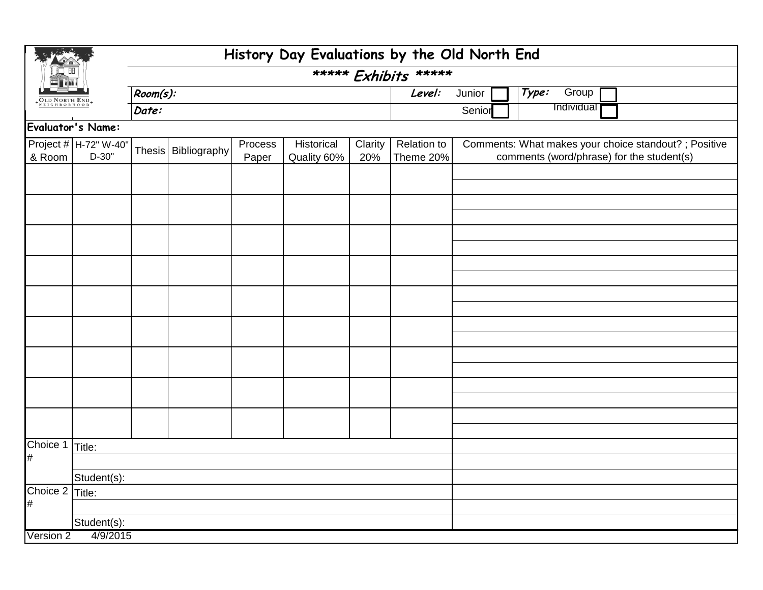# History Day Evaluations by the Old North End

## \*\*\*\*\* Exhibits \*\*\*\*\*

**Room(s):** &nbsp;&nbsp;&nbsp;&nbsp; **Level:** Junior ☐ Senior ☐ &nbsp;&nbsp;&nbsp;&nbsp; **Type:** Group ☐ Individual ☐

**Date:**

**Evaluator's Name:**

| Project # & Room | H-72" W-40" D-30" | Thesis | Bibliography | Process Paper | Historical Quality 60% | Clarity 20% | Relation to Theme 20% | Comments: What makes your choice standout? ; Positive comments (word/phrase) for the student(s) |
|---|---|---|---|---|---|---|---|---|
| | | | | | | | | |
| | | | | | | | | |
| | | | | | | | | |
| | | | | | | | | |
| | | | | | | | | |
| | | | | | | | | |
| | | | | | | | | |
| | | | | | | | | |
| | | | | | | | | |

| | | |
|---|---|---|
| Choice 1 # | Title: | |
| | | |
| | Student(s): | |
| Choice 2 # | Title: | |
| | | |
| | Student(s): | |

Version 2 4/9/2015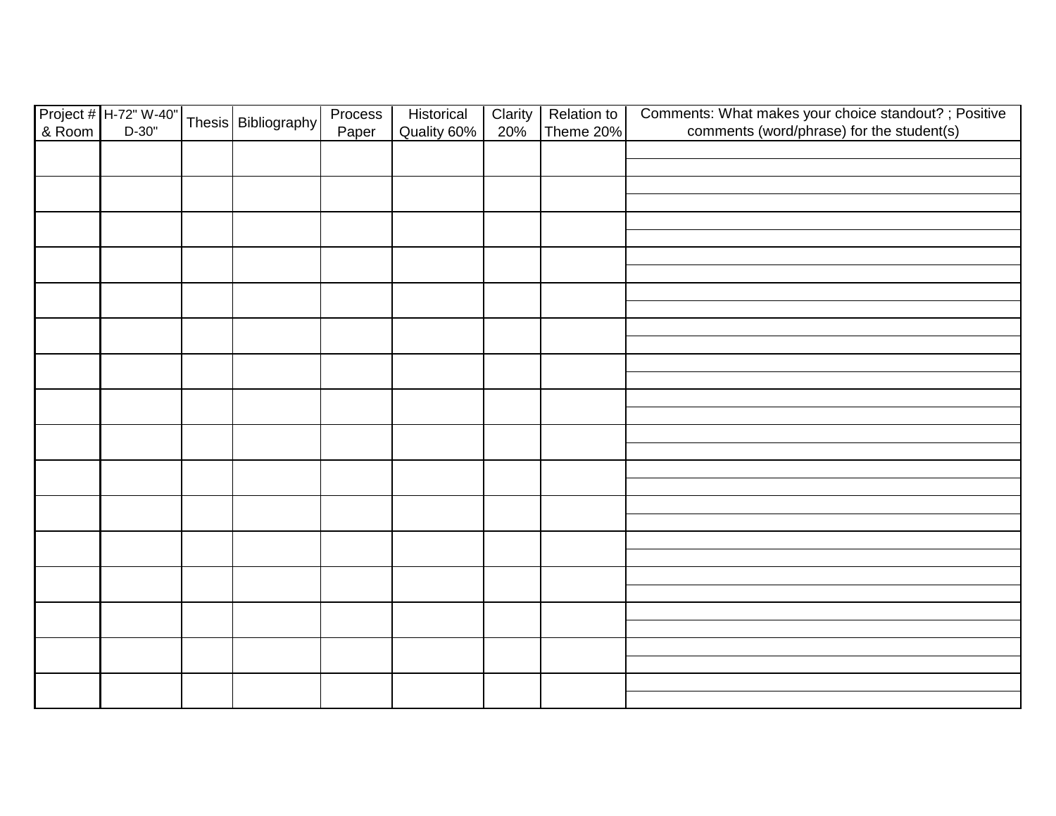| Project # & Room | H-72" W-40" D-30" | Thesis | Bibliography | Process Paper | Historical Quality 60% | Clarity 20% | Relation to Theme 20% | Comments: What makes your choice standout? ; Positive comments (word/phrase) for the student(s) |
|---|---|---|---|---|---|---|---|---|
| | | | | | | | | |
| | | | | | | | | |
| | | | | | | | | |
| | | | | | | | | |
| | | | | | | | | |
| | | | | | | | | |
| | | | | | | | | |
| | | | | | | | | |
| | | | | | | | | |
| | | | | | | | | |
| | | | | | | | | |
| | | | | | | | | |
| | | | | | | | | |
| | | | | | | | | |
| | | | | | | | | |
| | | | | | | | | |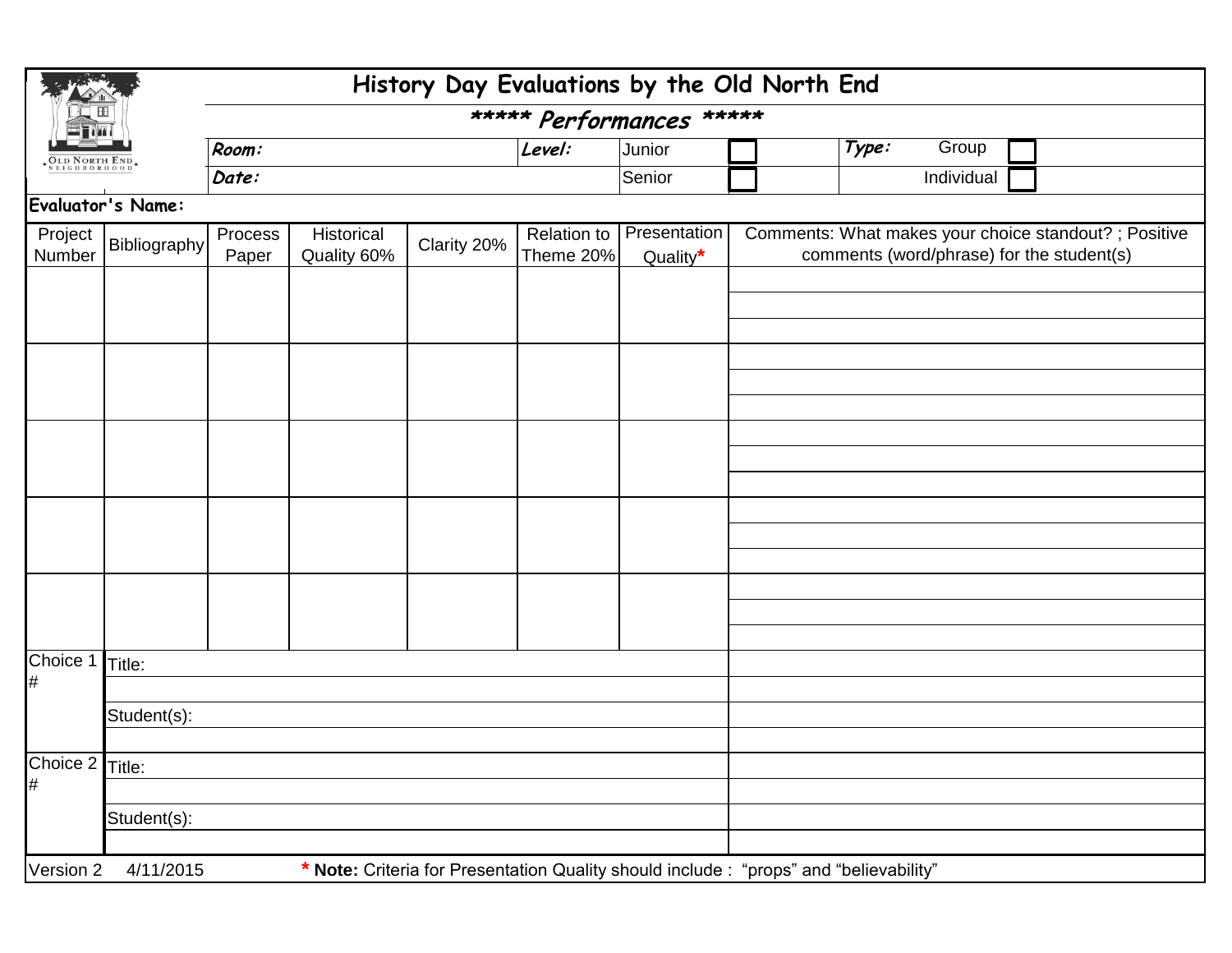# History Day Evaluations by the Old North End

## ***** Performances *****

| | | | |
|---|---|---|---|
| **Room:** | **Level:** | Junior ☐ | **Type:** Group ☐ |
| **Date:** | | Senior ☐ | Individual ☐ |

**Evaluator's Name:**

| Project Number | Bibliography | Process Paper | Historical Quality 60% | Clarity 20% | Relation to Theme 20% | Presentation Quality* | Comments: What makes your choice standout? ; Positive comments (word/phrase) for the student(s) |
|---|---|---|---|---|---|---|---|
| | | | | | | | |
| | | | | | | | |
| | | | | | | | |
| | | | | | | | |
| | | | | | | | |

| | | |
|---|---|---|
| Choice 1 # | Title: | |
| | | |
| | Student(s): | |
| | | |
| Choice 2 # | Title: | |
| | | |
| | Student(s): | |
| | | |

Version 2 4/11/2015

* **Note:** Criteria for Presentation Quality should include : "props" and "believability"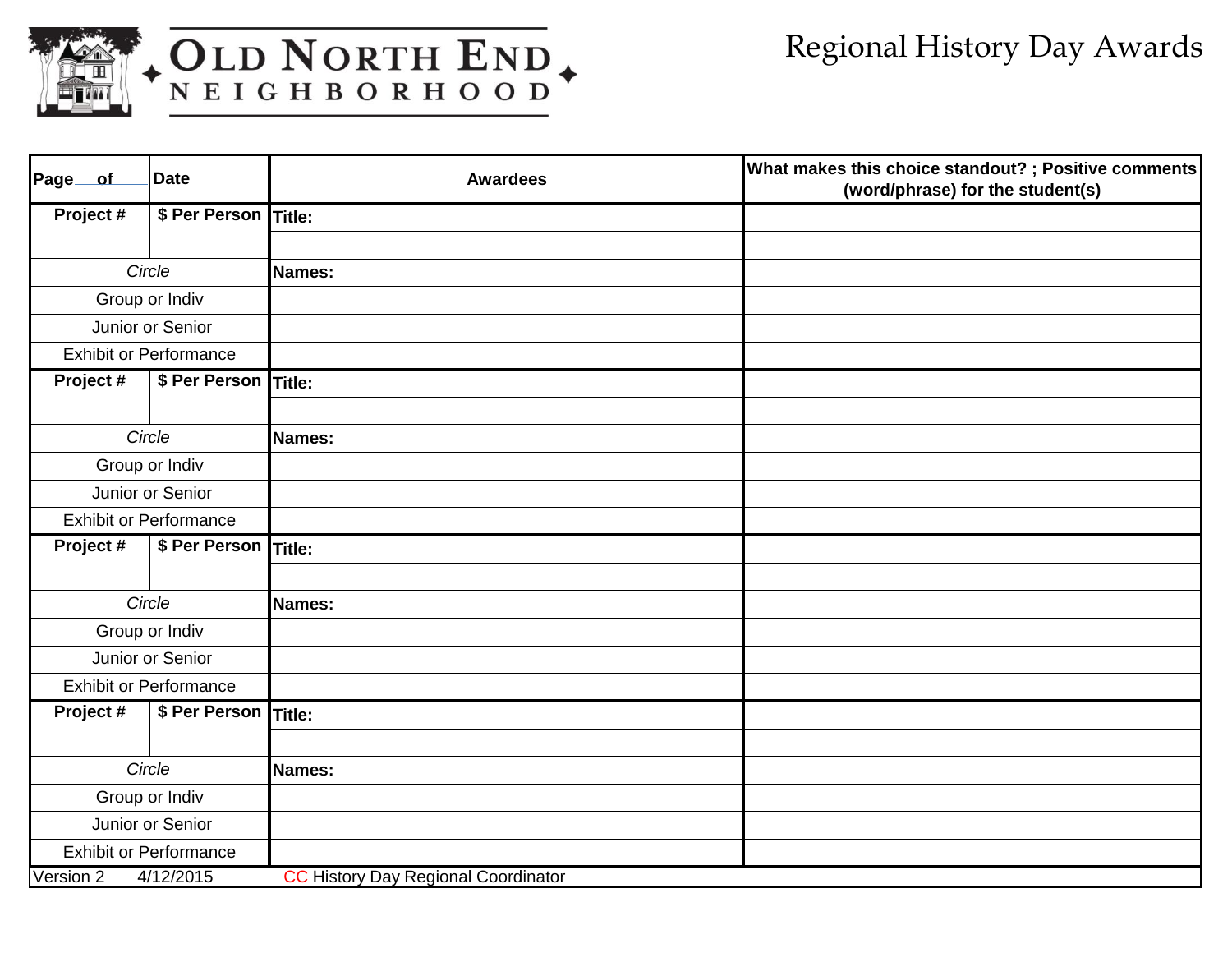OLD NORTH END NEIGHBORHOOD

# Regional History Day Awards

| Page ___ of ___ | Date | Awardees | What makes this choice standout? ; Positive comments (word/phrase) for the student(s) |
|---|---|---|---|
| Project # | $ Per Person | Title: | |
| | | | |
| *Circle* | | Names: | |
| Group or Indiv | | | |
| Junior or Senior | | | |
| Exhibit or Performance | | | |
| Project # | $ Per Person | Title: | |
| | | | |
| *Circle* | | Names: | |
| Group or Indiv | | | |
| Junior or Senior | | | |
| Exhibit or Performance | | | |
| Project # | $ Per Person | Title: | |
| | | | |
| *Circle* | | Names: | |
| Group or Indiv | | | |
| Junior or Senior | | | |
| Exhibit or Performance | | | |
| Project # | $ Per Person | Title: | |
| | | | |
| *Circle* | | Names: | |
| Group or Indiv | | | |
| Junior or Senior | | | |
| Exhibit or Performance | | | |

Version 2 4/12/2015 CC History Day Regional Coordinator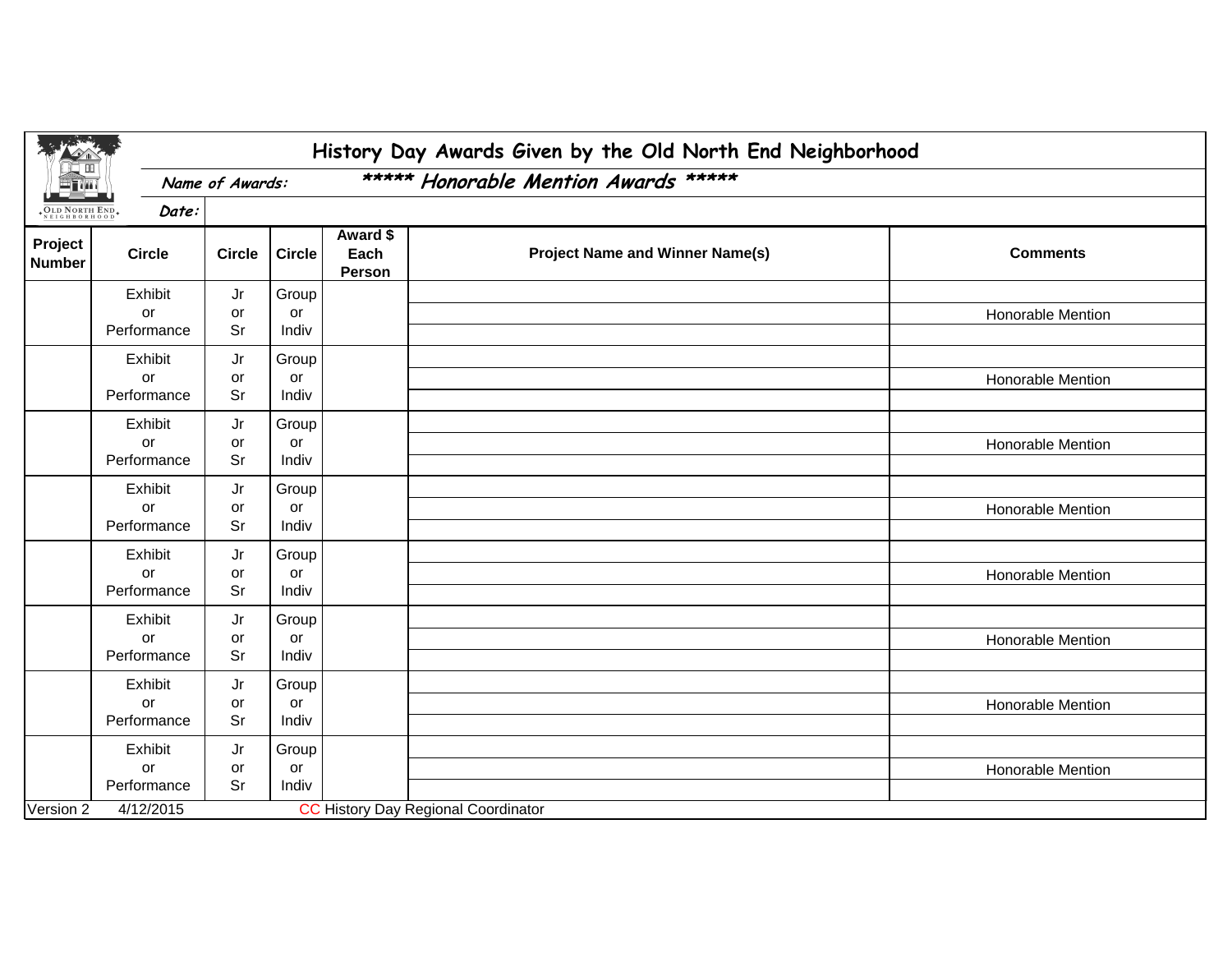# History Day Awards Given by the Old North End Neighborhood

**Name of Awards:** ***** Honorable Mention Awards *****

**Date:**

| Project Number | Circle | Circle | Circle | Award $ Each Person | Project Name and Winner Name(s) | Comments |
|---|---|---|---|---|---|---|
| | Exhibit or Performance | Jr or Sr | Group or Indiv | | | Honorable Mention |
| | Exhibit or Performance | Jr or Sr | Group or Indiv | | | Honorable Mention |
| | Exhibit or Performance | Jr or Sr | Group or Indiv | | | Honorable Mention |
| | Exhibit or Performance | Jr or Sr | Group or Indiv | | | Honorable Mention |
| | Exhibit or Performance | Jr or Sr | Group or Indiv | | | Honorable Mention |
| | Exhibit or Performance | Jr or Sr | Group or Indiv | | | Honorable Mention |
| | Exhibit or Performance | Jr or Sr | Group or Indiv | | | Honorable Mention |
| | Exhibit or Performance | Jr or Sr | Group or Indiv | | | Honorable Mention |

Version 2 4/12/2015 CC History Day Regional Coordinator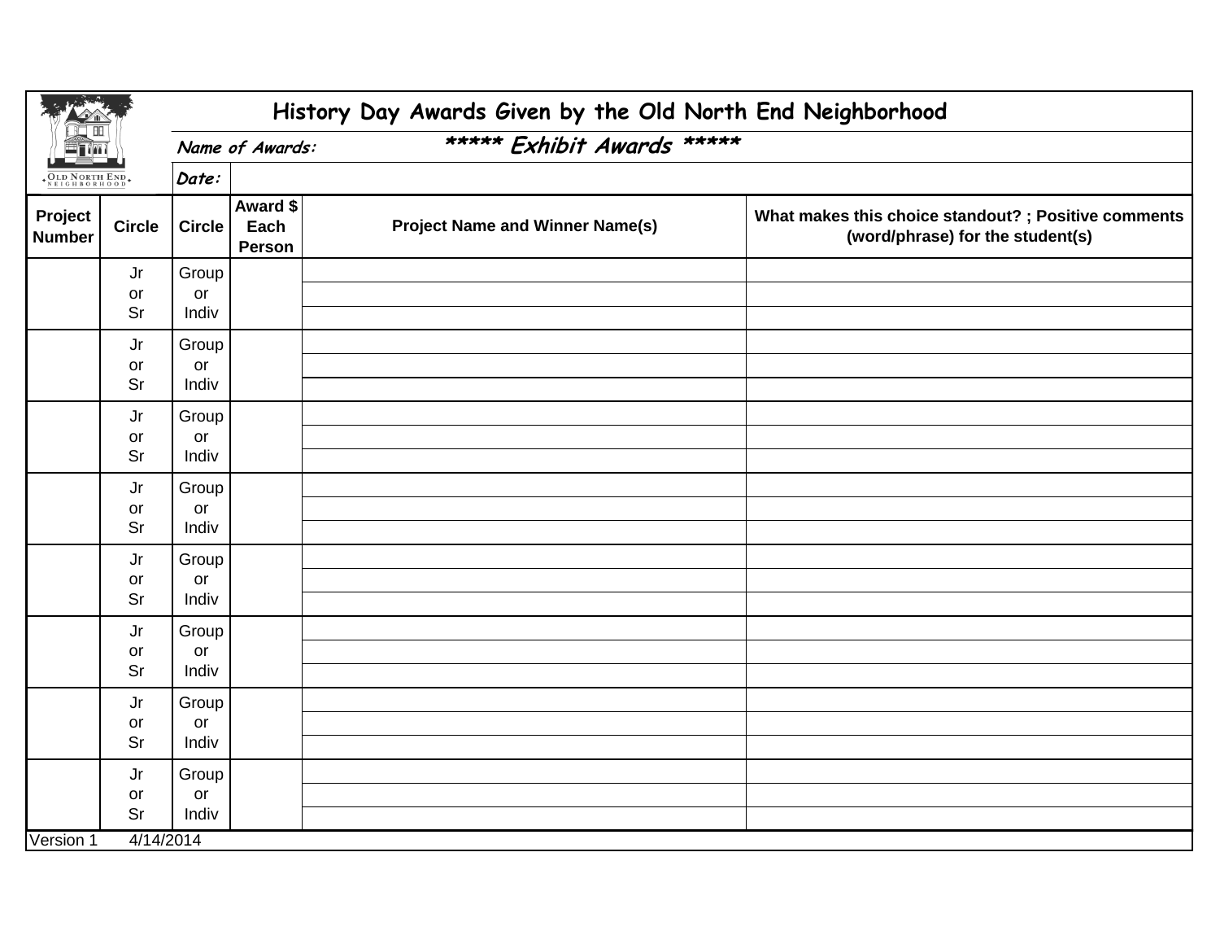# History Day Awards Given by the Old North End Neighborhood

*Name of Awards:* ***** Exhibit Awards *****

*Date:*

| Project Number | Circle | Circle | Award $ Each Person | Project Name and Winner Name(s) | What makes this choice standout? ; Positive comments (word/phrase) for the student(s) |
|---|---|---|---|---|---|
| | Jr or Sr | Group or Indiv | | | |
| | | | | | |
| | | | | | |
| | Jr or Sr | Group or Indiv | | | |
| | | | | | |
| | | | | | |
| | Jr or Sr | Group or Indiv | | | |
| | | | | | |
| | | | | | |
| | Jr or Sr | Group or Indiv | | | |
| | | | | | |
| | | | | | |
| | Jr or Sr | Group or Indiv | | | |
| | | | | | |
| | | | | | |
| | Jr or Sr | Group or Indiv | | | |
| | | | | | |
| | | | | | |
| | Jr or Sr | Group or Indiv | | | |
| | | | | | |
| | | | | | |
| | Jr or Sr | Group or Indiv | | | |
| | | | | | |
| | | | | | |

Version 1 4/14/2014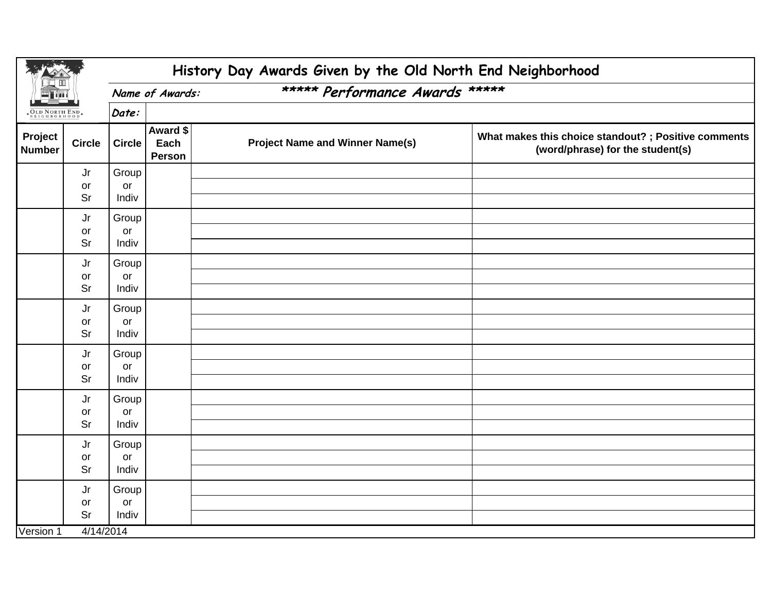# History Day Awards Given by the Old North End Neighborhood

OLD NORTH END NEIGHBORHOOD

*Name of Awards:* ***** Performance Awards *****

*Date:*

| Project Number | Circle | Circle | Award $ Each Person | Project Name and Winner Name(s) | What makes this choice standout? ; Positive comments (word/phrase) for the student(s) |
|---|---|---|---|---|---|
| | Jr or Sr | Group or Indiv | | | |
| | | | | | |
| | | | | | |
| | Jr or Sr | Group or Indiv | | | |
| | | | | | |
| | | | | | |
| | Jr or Sr | Group or Indiv | | | |
| | | | | | |
| | | | | | |
| | Jr or Sr | Group or Indiv | | | |
| | | | | | |
| | | | | | |
| | Jr or Sr | Group or Indiv | | | |
| | | | | | |
| | | | | | |
| | Jr or Sr | Group or Indiv | | | |
| | | | | | |
| | | | | | |
| | Jr or Sr | Group or Indiv | | | |
| | | | | | |
| | | | | | |
| | Jr or Sr | Group or Indiv | | | |
| | | | | | |
| | | | | | |

Version 1 4/14/2014